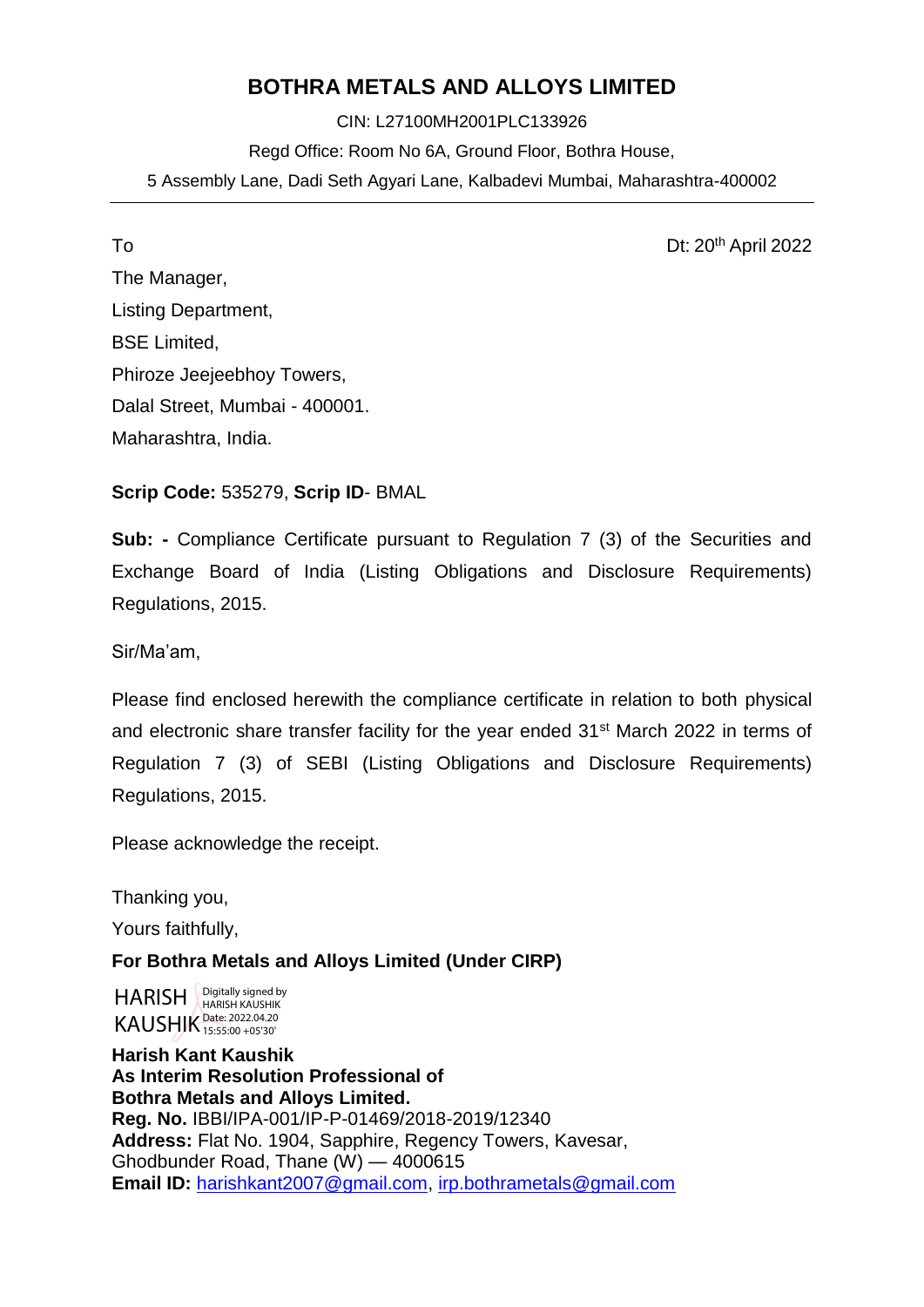# BOTHRA METALS AND ALLOYS LIMITED

CIN: L27100MH2001PLC133926

Regd Office: Room No 6A, Ground Floor, Bothra House,

5 Assembly Lane, Dadi Seth Agyari Lane, Kalbadevi Mumbai, Maharashtra-400002

---

To

Dt: 20th April 2022

The Manager,
Listing Department,
BSE Limited,
Phiroze Jeejeebhoy Towers,
Dalal Street, Mumbai - 400001.
Maharashtra, India.

**Scrip Code:** 535279, **Scrip ID**- BMAL

**Sub: -** Compliance Certificate pursuant to Regulation 7 (3) of the Securities and Exchange Board of India (Listing Obligations and Disclosure Requirements) Regulations, 2015.

Sir/Ma'am,

Please find enclosed herewith the compliance certificate in relation to both physical and electronic share transfer facility for the year ended 31st March 2022 in terms of Regulation 7 (3) of SEBI (Listing Obligations and Disclosure Requirements) Regulations, 2015.

Please acknowledge the receipt.

Thanking you,

Yours faithfully,

**For Bothra Metals and Alloys Limited (Under CIRP)**

HARISH KAUSHIK
Digitally signed by HARISH KAUSHIK
Date: 2022.04.20 15:55:00 +05'30'

**Harish Kant Kaushik**
**As Interim Resolution Professional of**
**Bothra Metals and Alloys Limited.**
**Reg. No.** IBBI/IPA-001/IP-P-01469/2018-2019/12340
**Address:** Flat No. 1904, Sapphire, Regency Towers, Kavesar, Ghodbunder Road, Thane (W) — 4000615
**Email ID:** harishkant2007@gmail.com, irp.bothrametals@gmail.com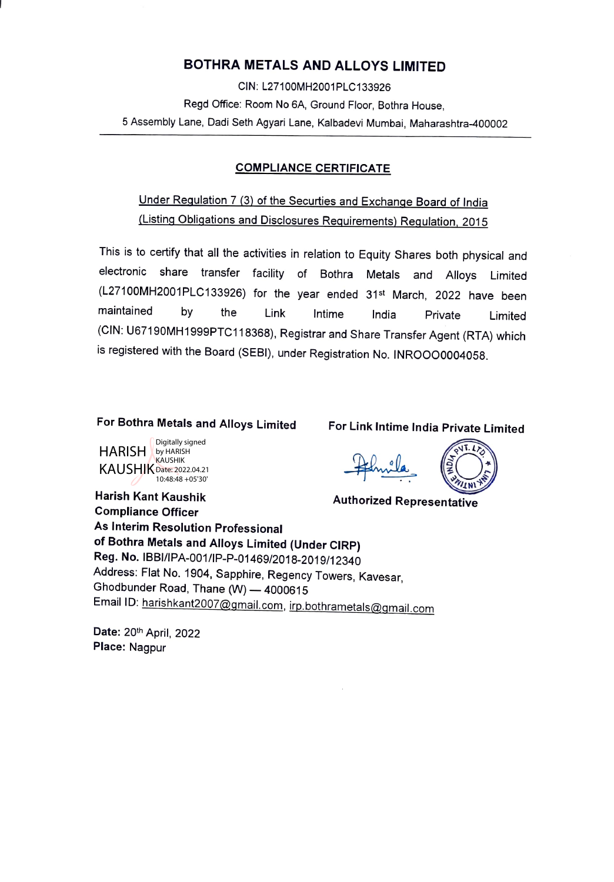# BOTHRA METALS AND ALLOYS LIMITED

CIN: L27100MH2001PLC133926

Regd Office: Room No 6A, Ground Floor, Bothra House,

5 Assembly Lane, Dadi Seth Agyari Lane, Kalbadevi Mumbai, Maharashtra-400002

## COMPLIANCE CERTIFICATE

Under Regulation 7 (3) of the Securties and Exchange Board of India (Listing Obligations and Disclosures Requirements) Regulation, 2015

This is to certify that all the activities in relation to Equity Shares both physical and electronic share transfer facility of Bothra Metals and Alloys Limited (L27100MH2001PLC133926) for the year ended 31st March, 2022 have been maintained by the Link Intime India Private Limited (CIN: U67190MH1999PTC118368), Registrar and Share Transfer Agent (RTA) which is registered with the Board (SEBI), under Registration No. INROOO0004058.

**For Bothra Metals and Alloys Limited**

HARISH KAUSHIK Digitally signed by HARISH KAUSHIK Date: 2022.04.21 10:48:48 +05'30'

**Harish Kant Kaushik**
**Compliance Officer**
**As Interim Resolution Professional**
**of Bothra Metals and Alloys Limited (Under CIRP)**
**Reg. No.** IBBI/IPA-001/IP-P-01469/2018-2019/12340
Address: Flat No. 1904, Sapphire, Regency Towers, Kavesar, Ghodbunder Road, Thane (W) — 4000615
Email ID: harishkant2007@gmail.com, irp.bothrametals@gmail.com

**For Link Intime India Private Limited**

**Authorized Representative**

**Date:** 20th April, 2022
**Place:** Nagpur